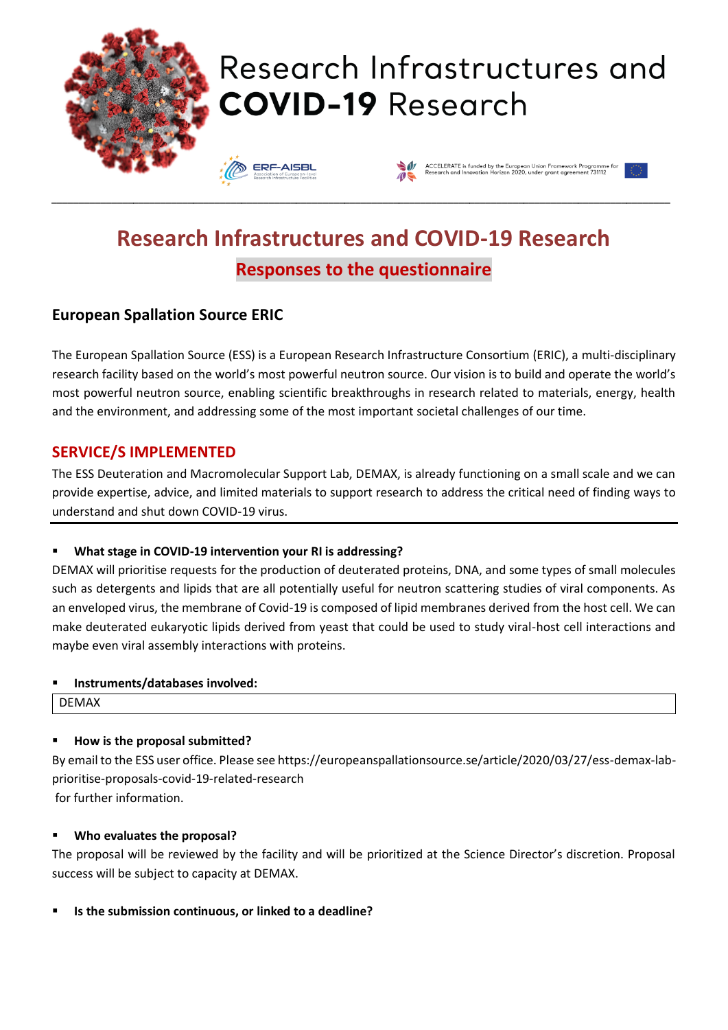# Research Infrastructures and COVID-19 Research

ERF-AISBL Association of European-level Research Infrastructure Facilities

ACCELERATE is funded by the European Union Framework Programme for Research and Innovation Horizon 2020, under grant agreement 731112

## Research Infrastructures and COVID-19 Research

### Responses to the questionnaire

### European Spallation Source ERIC

The European Spallation Source (ESS) is a European Research Infrastructure Consortium (ERIC), a multi-disciplinary research facility based on the world's most powerful neutron source. Our vision is to build and operate the world's most powerful neutron source, enabling scientific breakthroughs in research related to materials, energy, health and the environment, and addressing some of the most important societal challenges of our time.

## SERVICE/S IMPLEMENTED

The ESS Deuteration and Macromolecular Support Lab, DEMAX, is already functioning on a small scale and we can provide expertise, advice, and limited materials to support research to address the critical need of finding ways to understand and shut down COVID-19 virus.

- **What stage in COVID-19 intervention your RI is addressing?**

DEMAX will prioritise requests for the production of deuterated proteins, DNA, and some types of small molecules such as detergents and lipids that are all potentially useful for neutron scattering studies of viral components. As an enveloped virus, the membrane of Covid-19 is composed of lipid membranes derived from the host cell. We can make deuterated eukaryotic lipids derived from yeast that could be used to study viral-host cell interactions and maybe even viral assembly interactions with proteins.

- **Instruments/databases involved:**

DEMAX

- **How is the proposal submitted?**

By email to the ESS user office. Please see https://europeanspallationsource.se/article/2020/03/27/ess-demax-lab-prioritise-proposals-covid-19-related-research
for further information.

- **Who evaluates the proposal?**

The proposal will be reviewed by the facility and will be prioritized at the Science Director's discretion. Proposal success will be subject to capacity at DEMAX.

- **Is the submission continuous, or linked to a deadline?**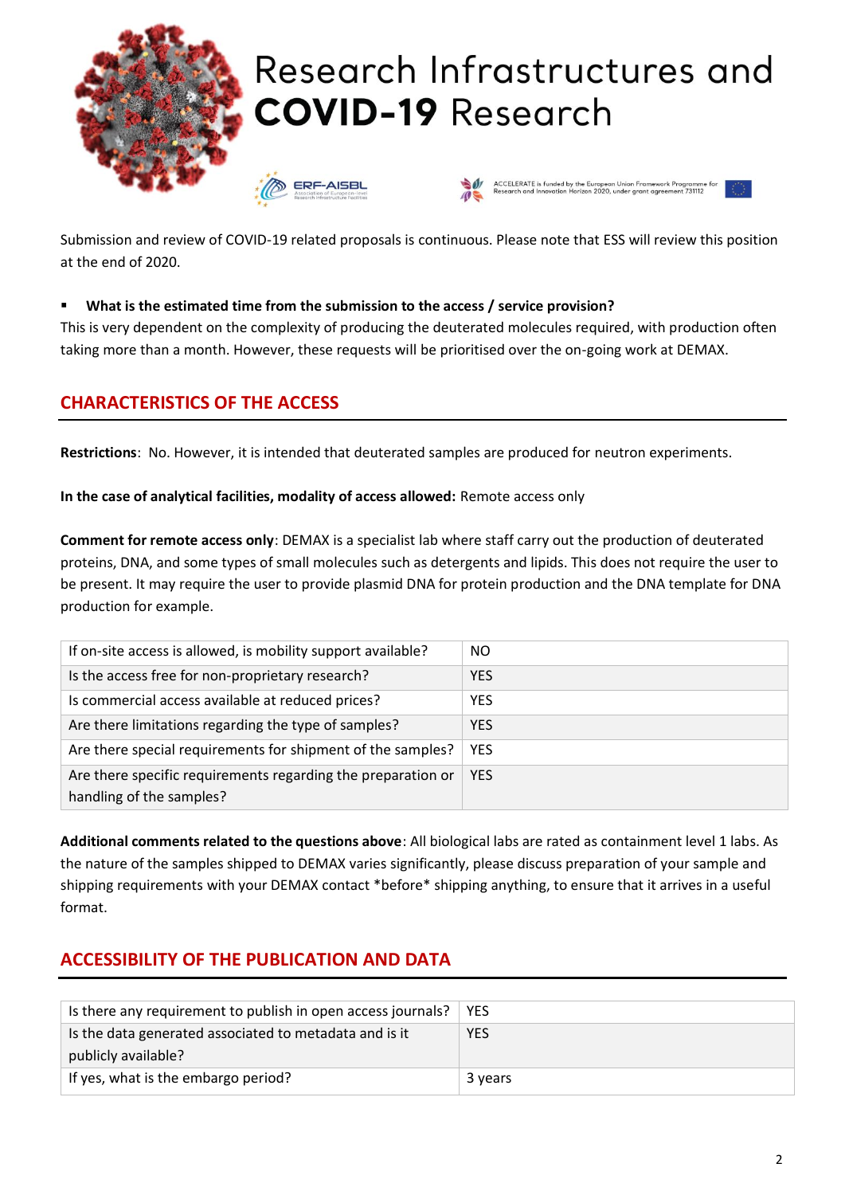Submission and review of COVID-19 related proposals is continuous. Please note that ESS will review this position at the end of 2020.

- **What is the estimated time from the submission to the access / service provision?**

This is very dependent on the complexity of producing the deuterated molecules required, with production often taking more than a month. However, these requests will be prioritised over the on-going work at DEMAX.

## CHARACTERISTICS OF THE ACCESS

**Restrictions**: No. However, it is intended that deuterated samples are produced for neutron experiments.

**In the case of analytical facilities, modality of access allowed:** Remote access only

**Comment for remote access only**: DEMAX is a specialist lab where staff carry out the production of deuterated proteins, DNA, and some types of small molecules such as detergents and lipids. This does not require the user to be present. It may require the user to provide plasmid DNA for protein production and the DNA template for DNA production for example.

| | |
|---|---|
| If on-site access is allowed, is mobility support available? | NO |
| Is the access free for non-proprietary research? | YES |
| Is commercial access available at reduced prices? | YES |
| Are there limitations regarding the type of samples? | YES |
| Are there special requirements for shipment of the samples? | YES |
| Are there specific requirements regarding the preparation or handling of the samples? | YES |

**Additional comments related to the questions above**: All biological labs are rated as containment level 1 labs. As the nature of the samples shipped to DEMAX varies significantly, please discuss preparation of your sample and shipping requirements with your DEMAX contact *before* shipping anything, to ensure that it arrives in a useful format.

## ACCESSIBILITY OF THE PUBLICATION AND DATA

| | |
|---|---|
| Is there any requirement to publish in open access journals? | YES |
| Is the data generated associated to metadata and is it publicly available? | YES |
| If yes, what is the embargo period? | 3 years |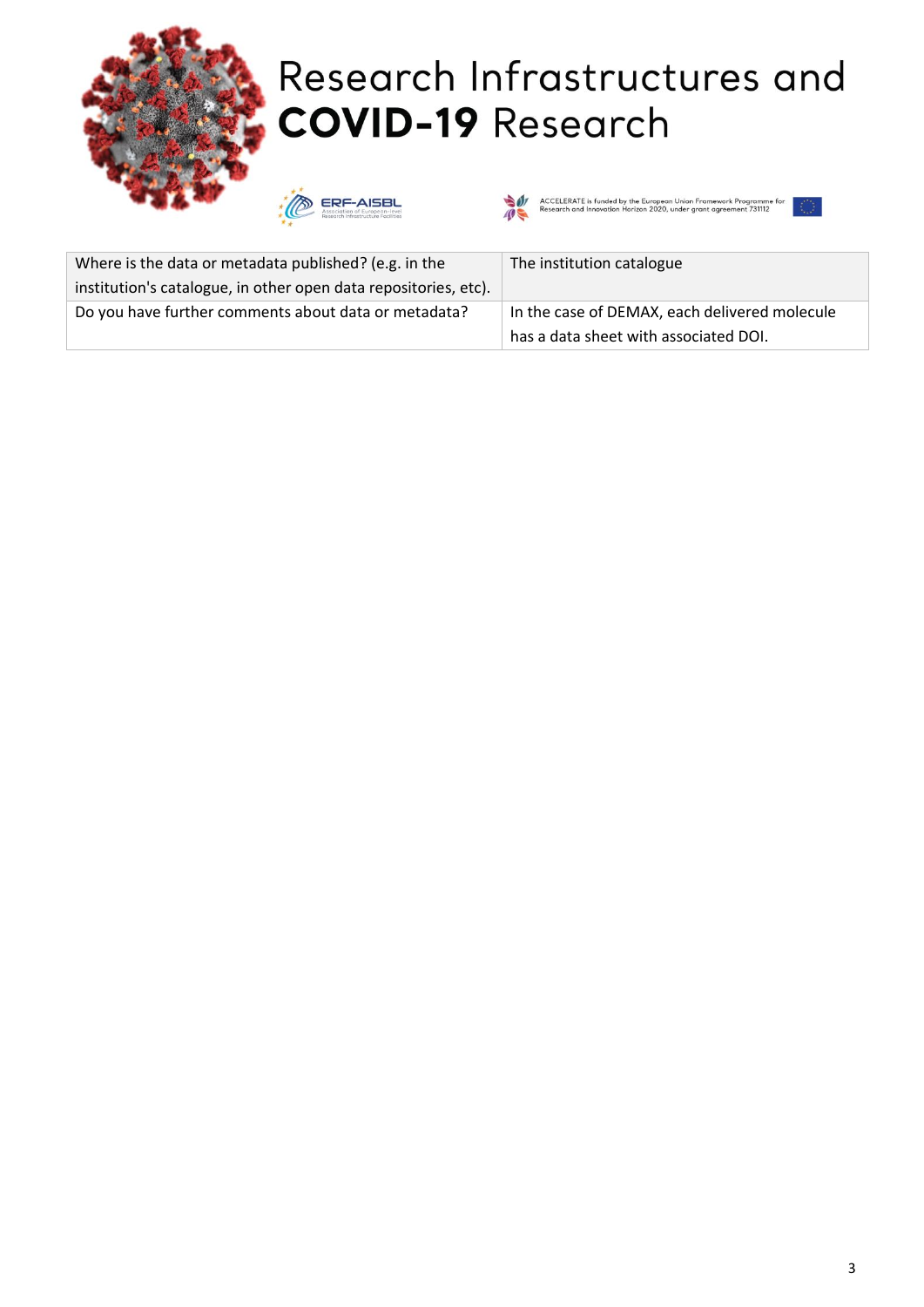| | |
|---|---|
| Where is the data or metadata published? (e.g. in the institution's catalogue, in other open data repositories, etc). | The institution catalogue |
| Do you have further comments about data or metadata? | In the case of DEMAX, each delivered molecule has a data sheet with associated DOI. |